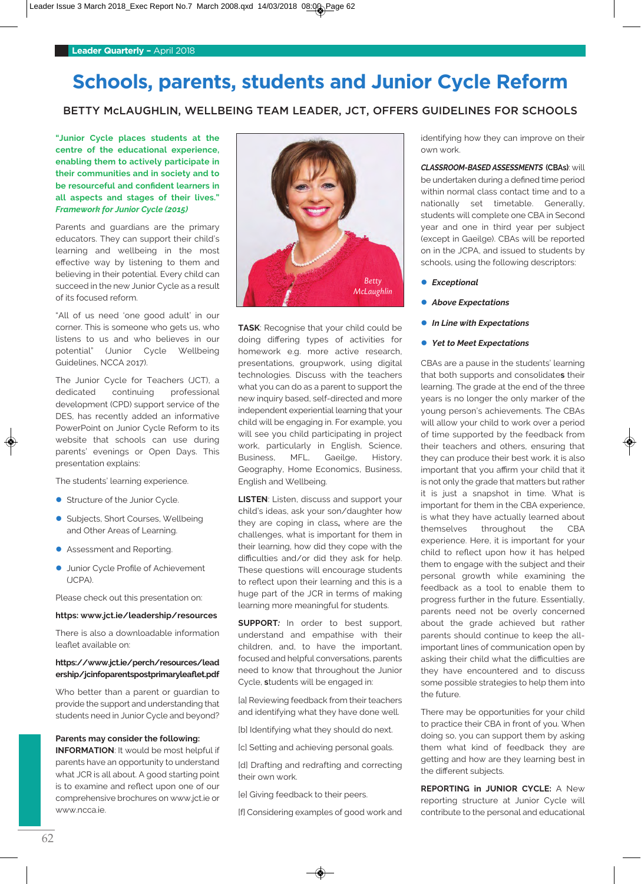# Schools, parents, students and Junior Cycle Reform

## BETTY McLAUGHLIN, WELLBEING TEAM LEADER, JCT, OFFERS GUIDELINES FOR SCHOOLS

**"Junior Cycle places students at the centre of the educational experience, enabling them to actively participate in their communities and in society and to be resourceful and confident learners in all aspects and stages of their lives."** ***Framework for Junior Cycle (2015)***

Parents and guardians are the primary educators. They can support their child's learning and wellbeing in the most effective way by listening to them and believing in their potential. Every child can succeed in the new Junior Cycle as a result of its focused reform.

"All of us need 'one good adult' in our corner. This is someone who gets us, who listens to us and who believes in our potential" (Junior Cycle Wellbeing Guidelines, NCCA 2017).

The Junior Cycle for Teachers (JCT), a dedicated continuing professional development (CPD) support service of the DES, has recently added an informative PowerPoint on Junior Cycle Reform to its website that schools can use during parents' evenings or Open Days. This presentation explains:

The students' learning experience.

- Structure of the Junior Cycle.
- Subjects, Short Courses, Wellbeing and Other Areas of Learning.
- Assessment and Reporting.
- Junior Cycle Profile of Achievement (JCPA).

Please check out this presentation on:

**https: www.jct.ie/leadership/resources**

There is also a downloadable information leaflet available on:

**https://www.jct.ie/perch/resources/leadership/jcinfoparentspostprimaryleaflet.pdf**

Who better than a parent or guardian to provide the support and understanding that students need in Junior Cycle and beyond?

**Parents may consider the following:**

**INFORMATION**: It would be most helpful if parents have an opportunity to understand what JCR is all about. A good starting point is to examine and reflect upon one of our comprehensive brochures on www.jct.ie or www.ncca.ie.

*Betty McLaughlin*

**TASK**: Recognise that your child could be doing differing types of activities for homework e.g. more active research, presentations, groupwork, using digital technologies. Discuss with the teachers what you can do as a parent to support the new inquiry based, self-directed and more independent experiential learning that your child will be engaging in. For example, you will see you child participating in project work, particularly in English, Science, Business, MFL, Gaeilge, History, Geography, Home Economics, Business, English and Wellbeing.

**LISTEN**: Listen, discuss and support your child's ideas, ask your son/daughter how they are coping in class, where are the challenges, what is important for them in their learning, how did they cope with the difficulties and/or did they ask for help. These questions will encourage students to reflect upon their learning and this is a huge part of the JCR in terms of making learning more meaningful for students.

**SUPPORT*:*** In order to best support, understand and empathise with their children, and, to have the important, focused and helpful conversations, parents need to know that throughout the Junior Cycle, **s**tudents will be engaged in:

[a] Reviewing feedback from their teachers and identifying what they have done well.

[b] Identifying what they should do next.

[c] Setting and achieving personal goals.

[d] Drafting and redrafting and correcting their own work.

[e] Giving feedback to their peers.

[f] Considering examples of good work and identifying how they can improve on their own work.

***CLASSROOM-BASED ASSESSMENTS*** **(CBAs)**: will be undertaken during a defined time period within normal class contact time and to a nationally set timetable. Generally, students will complete one CBA in Second year and one in third year per subject (except in Gaeilge). CBAs will be reported on in the JCPA, and issued to students by schools, using the following descriptors:

- ***Exceptional***
- ***Above Expectations***
- ***In Line with Expectations***
- ***Yet to Meet Expectations***

CBAs are a pause in the students' learning that both supports and consolidate**s** their learning. The grade at the end of the three years is no longer the only marker of the young person's achievements. The CBAs will allow your child to work over a period of time supported by the feedback from their teachers and others, ensuring that they can produce their best work. it is also important that you affirm your child that it is not only the grade that matters but rather it is just a snapshot in time. What is important for them in the CBA experience, is what they have actually learned about themselves throughout the CBA experience. Here, it is important for your child to reflect upon how it has helped them to engage with the subject and their personal growth while examining the feedback as a tool to enable them to progress further in the future. Essentially, parents need not be overly concerned about the grade achieved but rather parents should continue to keep the all-important lines of communication open by asking their child what the difficulties are they have encountered and to discuss some possible strategies to help them into the future.

There may be opportunities for your child to practice their CBA in front of you. When doing so, you can support them by asking them what kind of feedback they are getting and how are they learning best in the different subjects.

**REPORTING in JUNIOR CYCLE:** A New reporting structure at Junior Cycle will contribute to the personal and educational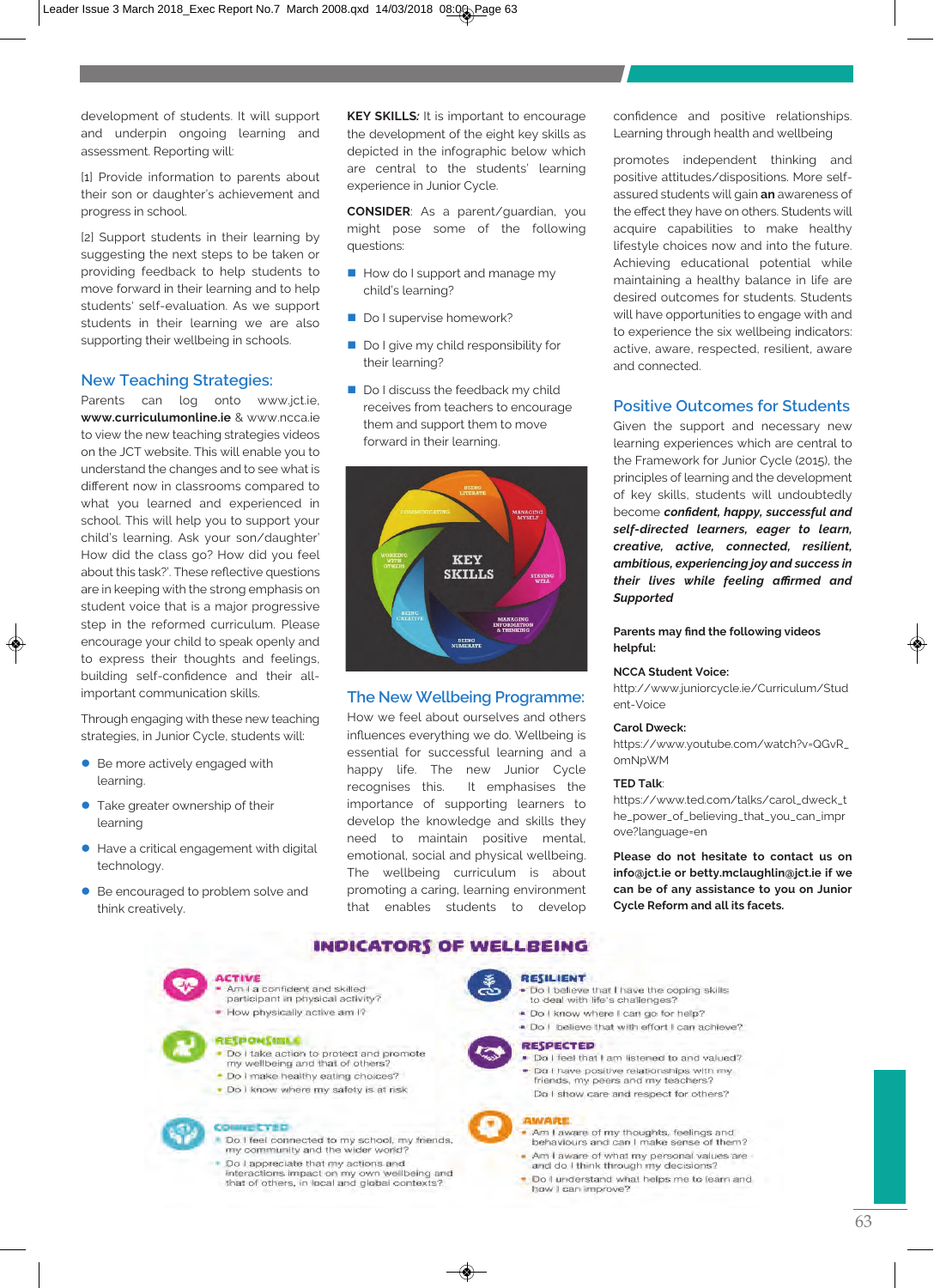development of students. It will support and underpin ongoing learning and assessment. Reporting will:

[1] Provide information to parents about their son or daughter's achievement and progress in school.

[2] Support students in their learning by suggesting the next steps to be taken or providing feedback to help students to move forward in their learning and to help students' self-evaluation. As we support students in their learning we are also supporting their wellbeing in schools.

## New Teaching Strategies:

Parents can log onto www.jct.ie, **www.curriculumonline.ie** & www.ncca.ie to view the new teaching strategies videos on the JCT website. This will enable you to understand the changes and to see what is different now in classrooms compared to what you learned and experienced in school. This will help you to support your child's learning. Ask your son/daughter 'How did the class go? How did you feel about this task?'. These reflective questions are in keeping with the strong emphasis on student voice that is a major progressive step in the reformed curriculum. Please encourage your child to speak openly and to express their thoughts and feelings, building self-confidence and their all-important communication skills.

Through engaging with these new teaching strategies, in Junior Cycle, students will:

- Be more actively engaged with learning.
- Take greater ownership of their learning
- Have a critical engagement with digital technology.
- Be encouraged to problem solve and think creatively.

**KEY SKILLS***:* It is important to encourage the development of the eight key skills as depicted in the infographic below which are central to the students' learning experience in Junior Cycle.

**CONSIDER**: As a parent/guardian, you might pose some of the following questions:

- How do I support and manage my child's learning?
- Do I supervise homework?
- Do I give my child responsibility for their learning?
- Do I discuss the feedback my child receives from teachers to encourage them and support them to move forward in their learning.

KEY SKILLS
BEING LITERATE
MANAGING MYSELF
STAYING WELL
MANAGING INFORMATION & THINKING
BEING NUMERATE
BEING CREATIVE
WORKING WITH OTHERS
COMMUNICATING

## The New Wellbeing Programme:

How we feel about ourselves and others influences everything we do. Wellbeing is essential for successful learning and a happy life. The new Junior Cycle recognises this. It emphasises the importance of supporting learners to develop the knowledge and skills they need to maintain positive mental, emotional, social and physical wellbeing. The wellbeing curriculum is about promoting a caring, learning environment that enables students to develop confidence and positive relationships. Learning through health and wellbeing

promotes independent thinking and positive attitudes/dispositions. More self-assured students will gain **an** awareness of the effect they have on others. Students will acquire capabilities to make healthy lifestyle choices now and into the future. Achieving educational potential while maintaining a healthy balance in life are desired outcomes for students. Students will have opportunities to engage with and to experience the six wellbeing indicators: active, aware, respected, resilient, aware and connected.

## Positive Outcomes for Students

Given the support and necessary new learning experiences which are central to the Framework for Junior Cycle (2015), the principles of learning and the development of key skills, students will undoubtedly become ***confident, happy, successful and self-directed learners, eager to learn, creative, active, connected, resilient, ambitious, experiencing joy and success in their lives while feeling affirmed and Supported***

**Parents may find the following videos helpful:**

**NCCA Student Voice:**
http://www.juniorcycle.ie/Curriculum/Student-Voice

**Carol Dweck:**
https://www.youtube.com/watch?v=QGvR_0mNpWM

**TED Talk**:
https://www.ted.com/talks/carol_dweck_the_power_of_believing_that_you_can_improve?language=en

**Please do not hesitate to contact us on info@jct.ie or betty.mclaughlin@jct.ie if we can be of any assistance to you on Junior Cycle Reform and all its facets.**

## INDICATORS OF WELLBEING

**ACTIVE**
- Am I a confident and skilled participant in physical activity?
- How physically active am I?

**RESPONSIBLE**
- Do I take action to protect and promote my wellbeing and that of others?
- Do I make healthy eating choices?
- Do I know where my safety is at risk

**CONNECTED**
- Do I feel connected to my school, my friends, my community and the wider world?
- Do I appreciate that my actions and interactions impact on my own wellbeing and that of others, in local and global contexts?

**RESILIENT**
- Do I believe that I have the coping skills to deal with life's challenges?
- Do I know where I can go for help?
- Do I believe that with effort I can achieve?

**RESPECTED**
- Do I feel that I am listened to and valued?
- Do I have positive relationships with my friends, my peers and my teachers?
- Do I show care and respect for others?

**AWARE**
- Am I aware of my thoughts, feelings and behaviours and can I make sense of them?
- Am I aware of what my personal values are and do I think through my decisions?
- Do I understand what helps me to learn and how I can improve?